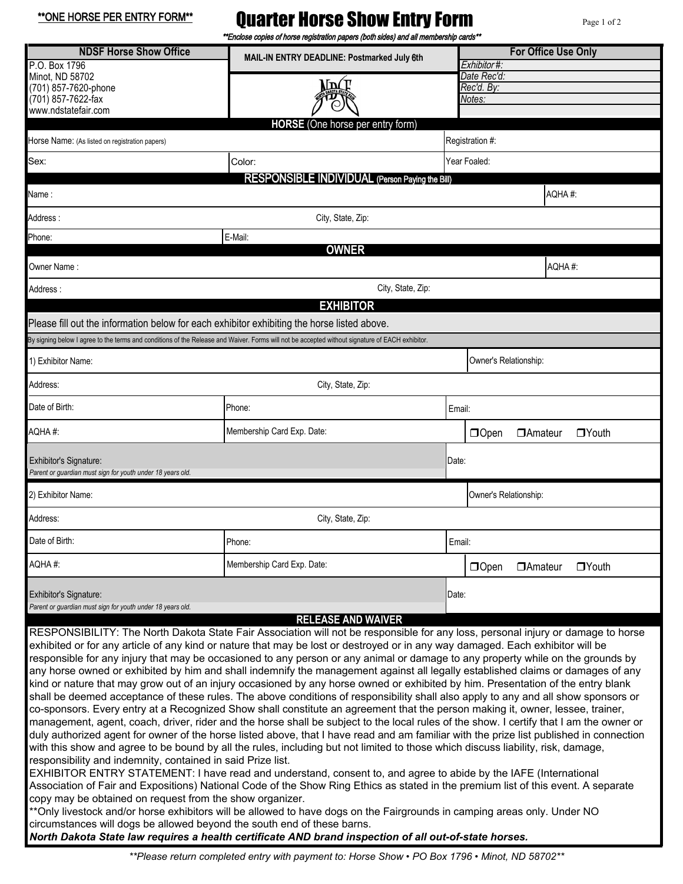**ONE HORSE PER ENTRY FORM**

# Quarter Horse Show Entry Form

***Enclose copies of horse registration papers (both sides) and all membership cards***

| NDSF Horse Show Office | MAIL-IN ENTRY DEADLINE: Postmarked July 6th | For Office Use Only |
|---|---|---|
| P.O. Box 1796<br>Minot, ND 58702<br>(701) 857-7620-phone<br>(701) 857-7622-fax<br>www.ndstatefair.com | | *Exhibitor #:*<br>*Date Rec'd:*<br>*Rec'd. By:*<br>*Notes:* |

## HORSE (One horse per entry form)

| | | |
|---|---|---|
| Horse Name: (As listed on registration papers) | | Registration #: |
| Sex: | Color: | Year Foaled: |

## RESPONSIBLE INDIVIDUAL (Person Paying the Bill)

| | | |
|---|---|---|
| Name : | | AQHA #: |
| Address : | City, State, Zip: | |
| Phone: | E-Mail: | |

## OWNER

| | |
|---|---|
| Owner Name : | AQHA #: |
| Address : | City, State, Zip: |

## EXHIBITOR

Please fill out the information below for each exhibitor exhibiting the horse listed above.

By signing below I agree to the terms and conditions of the Release and Waiver. Forms will not be accepted without signature of EACH exhibitor.

| | | |
|---|---|---|
| 1) Exhibitor Name: | | Owner's Relationship: |
| Address: | City, State, Zip: | |
| Date of Birth: | Phone: | Email: |
| AQHA #: | Membership Card Exp. Date: | ❒Open ❒Amateur ❒Youth |
| Exhibitor's Signature:<br>*Parent or guardian must sign for youth under 18 years old.* | | Date: |
| 2) Exhibitor Name: | | Owner's Relationship: |
| Address: | City, State, Zip: | |
| Date of Birth: | Phone: | Email: |
| AQHA #: | Membership Card Exp. Date: | ❒Open ❒Amateur ❒Youth |
| Exhibitor's Signature:<br>*Parent or guardian must sign for youth under 18 years old.* | | Date: |

## RELEASE AND WAIVER

RESPONSIBILITY: The North Dakota State Fair Association will not be responsible for any loss, personal injury or damage to horse exhibited or for any article of any kind or nature that may be lost or destroyed or in any way damaged. Each exhibitor will be responsible for any injury that may be occasioned to any person or any animal or damage to any property while on the grounds by any horse owned or exhibited by him and shall indemnify the management against all legally established claims or damages of any kind or nature that may grow out of an injury occasioned by any horse owned or exhibited by him. Presentation of the entry blank shall be deemed acceptance of these rules. The above conditions of responsibility shall also apply to any and all show sponsors or co-sponsors. Every entry at a Recognized Show shall constitute an agreement that the person making it, owner, lessee, trainer, management, agent, coach, driver, rider and the horse shall be subject to the local rules of the show. I certify that I am the owner or duly authorized agent for owner of the horse listed above, that I have read and am familiar with the prize list published in connection with this show and agree to be bound by all the rules, including but not limited to those which discuss liability, risk, damage, responsibility and indemnity, contained in said Prize list.

EXHIBITOR ENTRY STATEMENT: I have read and understand, consent to, and agree to abide by the IAFE (International Association of Fair and Expositions) National Code of the Show Ring Ethics as stated in the premium list of this event. A separate copy may be obtained on request from the show organizer.

**Only livestock and/or horse exhibitors will be allowed to have dogs on the Fairgrounds in camping areas only. Under NO circumstances will dogs be allowed beyond the south end of these barns.

***North Dakota State law requires a health certificate AND brand inspection of all out-of-state horses.***

***Please return completed entry with payment to: Horse Show • PO Box 1796 • Minot, ND 58702***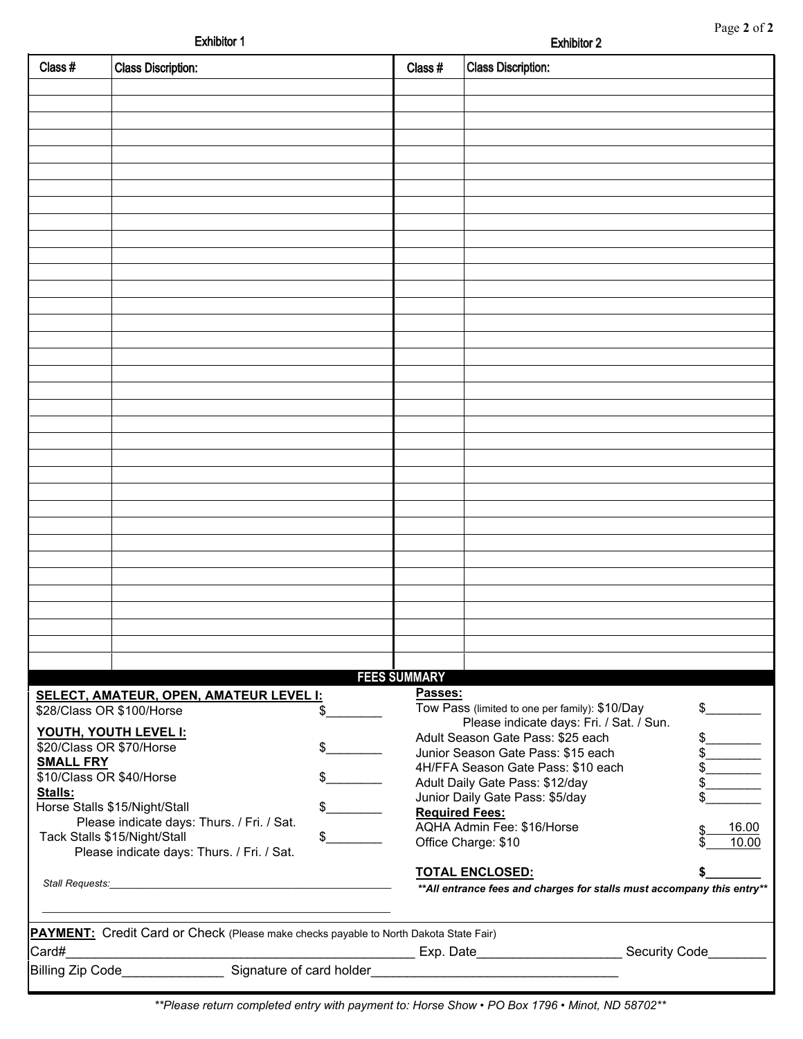| Exhibitor 1 | | Exhibitor 2 | |
|---|---|---|---|
| Class # | Class Discription: | Class # | Class Discription: |
| | | | |
| | | | |
| | | | |
| | | | |
| | | | |
| | | | |
| | | | |
| | | | |
| | | | |
| | | | |
| | | | |
| | | | |
| | | | |
| | | | |
| | | | |
| | | | |
| | | | |
| | | | |
| | | | |
| | | | |
| | | | |
| | | | |
| | | | |
| | | | |
| | | | |
| | | | |
| | | | |
| | | | |
| | | | |
| | | | |
| | | | |
| | | | |
| | | | |
| | | | |
| | | | |

## FEES SUMMARY

**SELECT, AMATEUR, OPEN, AMATEUR LEVEL I:**
$28/Class OR $100/Horse $________

**YOUTH, YOUTH LEVEL I:**
$20/Class OR $70/Horse $________

**SMALL FRY**
$10/Class OR $40/Horse $________

**Stalls:**
Horse Stalls $15/Night/Stall $________
Please indicate days: Thurs. / Fri. / Sat.
Tack Stalls $15/Night/Stall $________
Please indicate days: Thurs. / Fri. / Sat.

*Stall Requests:*________________________________________________

________________________________________________

**Passes:**
Tow Pass (limited to one per family): $10/Day $________
Please indicate days: Fri. / Sat. / Sun.
Adult Season Gate Pass: $25 each $________
Junior Season Gate Pass: $15 each $________
4H/FFA Season Gate Pass: $10 each $________
Adult Daily Gate Pass: $12/day $________
Junior Daily Gate Pass: $5/day $________

**Required Fees:**
AQHA Admin Fee: $16/Horse $ 16.00
Office Charge: $10 $ 10.00

**TOTAL ENCLOSED:** **$________**

***All entrance fees and charges for stalls must accompany this entry***

**PAYMENT:** Credit Card or Check (Please make checks payable to North Dakota State Fair)

Card#________________________________________________ Exp. Date____________________ Security Code________

Billing Zip Code______________ Signature of card holder__________________________________

*\*\*Please return completed entry with payment to: Horse Show • PO Box 1796 • Minot, ND 58702\*\**